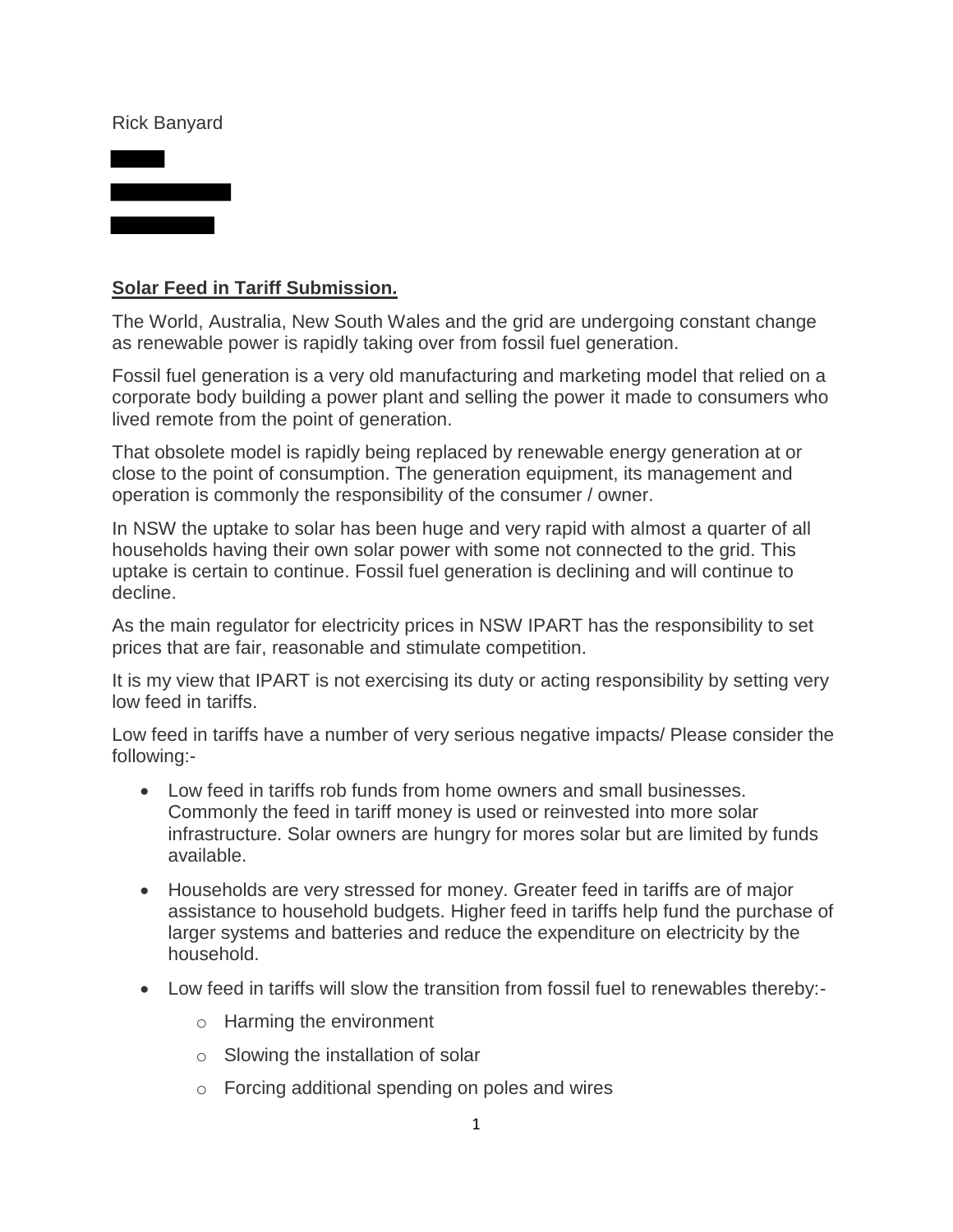Rick Banyard

**Solar Feed in Tariff Submission.**

The World, Australia, New South Wales and the grid are undergoing constant change as renewable power is rapidly taking over from fossil fuel generation.

Fossil fuel generation is a very old manufacturing and marketing model that relied on a corporate body building a power plant and selling the power it made to consumers who lived remote from the point of generation.

That obsolete model is rapidly being replaced by renewable energy generation at or close to the point of consumption. The generation equipment, its management and operation is commonly the responsibility of the consumer / owner.

In NSW the uptake to solar has been huge and very rapid with almost a quarter of all households having their own solar power with some not connected to the grid. This uptake is certain to continue. Fossil fuel generation is declining and will continue to decline.

As the main regulator for electricity prices in NSW IPART has the responsibility to set prices that are fair, reasonable and stimulate competition.

It is my view that IPART is not exercising its duty or acting responsibility by setting very low feed in tariffs.

Low feed in tariffs have a number of very serious negative impacts/ Please consider the following:-

- Low feed in tariffs rob funds from home owners and small businesses. Commonly the feed in tariff money is used or reinvested into more solar infrastructure. Solar owners are hungry for mores solar but are limited by funds available.
- Households are very stressed for money. Greater feed in tariffs are of major assistance to household budgets. Higher feed in tariffs help fund the purchase of larger systems and batteries and reduce the expenditure on electricity by the household.
- Low feed in tariffs will slow the transition from fossil fuel to renewables thereby:-
  - Harming the environment
  - Slowing the installation of solar
  - Forcing additional spending on poles and wires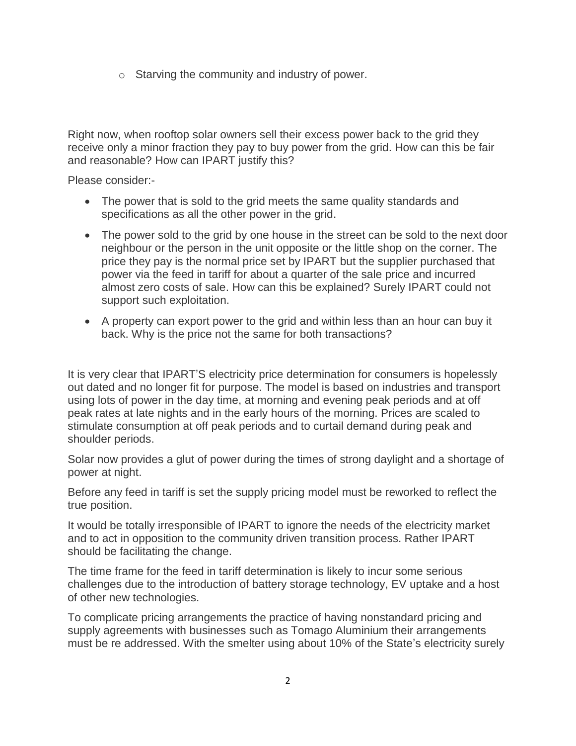- Starving the community and industry of power.

Right now, when rooftop solar owners sell their excess power back to the grid they receive only a minor fraction they pay to buy power from the grid. How can this be fair and reasonable? How can IPART justify this?

Please consider:-

- The power that is sold to the grid meets the same quality standards and specifications as all the other power in the grid.
- The power sold to the grid by one house in the street can be sold to the next door neighbour or the person in the unit opposite or the little shop on the corner. The price they pay is the normal price set by IPART but the supplier purchased that power via the feed in tariff for about a quarter of the sale price and incurred almost zero costs of sale. How can this be explained? Surely IPART could not support such exploitation.
- A property can export power to the grid and within less than an hour can buy it back. Why is the price not the same for both transactions?

It is very clear that IPART'S electricity price determination for consumers is hopelessly out dated and no longer fit for purpose. The model is based on industries and transport using lots of power in the day time, at morning and evening peak periods and at off peak rates at late nights and in the early hours of the morning. Prices are scaled to stimulate consumption at off peak periods and to curtail demand during peak and shoulder periods.

Solar now provides a glut of power during the times of strong daylight and a shortage of power at night.

Before any feed in tariff is set the supply pricing model must be reworked to reflect the true position.

It would be totally irresponsible of IPART to ignore the needs of the electricity market and to act in opposition to the community driven transition process. Rather IPART should be facilitating the change.

The time frame for the feed in tariff determination is likely to incur some serious challenges due to the introduction of battery storage technology, EV uptake and a host of other new technologies.

To complicate pricing arrangements the practice of having nonstandard pricing and supply agreements with businesses such as Tomago Aluminium their arrangements must be re addressed. With the smelter using about 10% of the State's electricity surely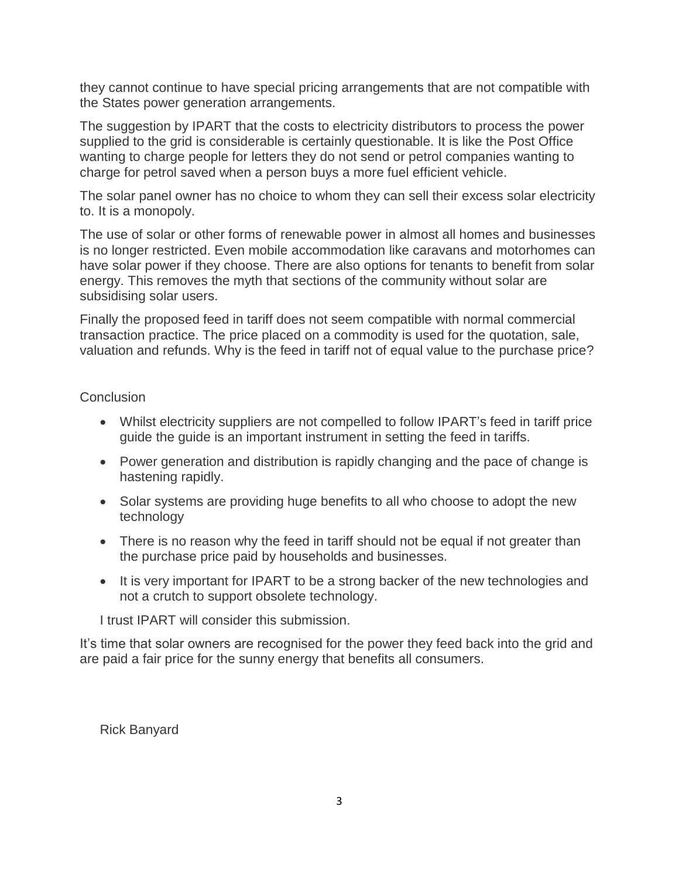they cannot continue to have special pricing arrangements that are not compatible with the States power generation arrangements.

The suggestion by IPART that the costs to electricity distributors to process the power supplied to the grid is considerable is certainly questionable. It is like the Post Office wanting to charge people for letters they do not send or petrol companies wanting to charge for petrol saved when a person buys a more fuel efficient vehicle.

The solar panel owner has no choice to whom they can sell their excess solar electricity to. It is a monopoly.

The use of solar or other forms of renewable power in almost all homes and businesses is no longer restricted. Even mobile accommodation like caravans and motorhomes can have solar power if they choose. There are also options for tenants to benefit from solar energy. This removes the myth that sections of the community without solar are subsidising solar users.

Finally the proposed feed in tariff does not seem compatible with normal commercial transaction practice. The price placed on a commodity is used for the quotation, sale, valuation and refunds. Why is the feed in tariff not of equal value to the purchase price?

Conclusion

- Whilst electricity suppliers are not compelled to follow IPART's feed in tariff price guide the guide is an important instrument in setting the feed in tariffs.
- Power generation and distribution is rapidly changing and the pace of change is hastening rapidly.
- Solar systems are providing huge benefits to all who choose to adopt the new technology
- There is no reason why the feed in tariff should not be equal if not greater than the purchase price paid by households and businesses.
- It is very important for IPART to be a strong backer of the new technologies and not a crutch to support obsolete technology.

I trust IPART will consider this submission.

It's time that solar owners are recognised for the power they feed back into the grid and are paid a fair price for the sunny energy that benefits all consumers.

Rick Banyard